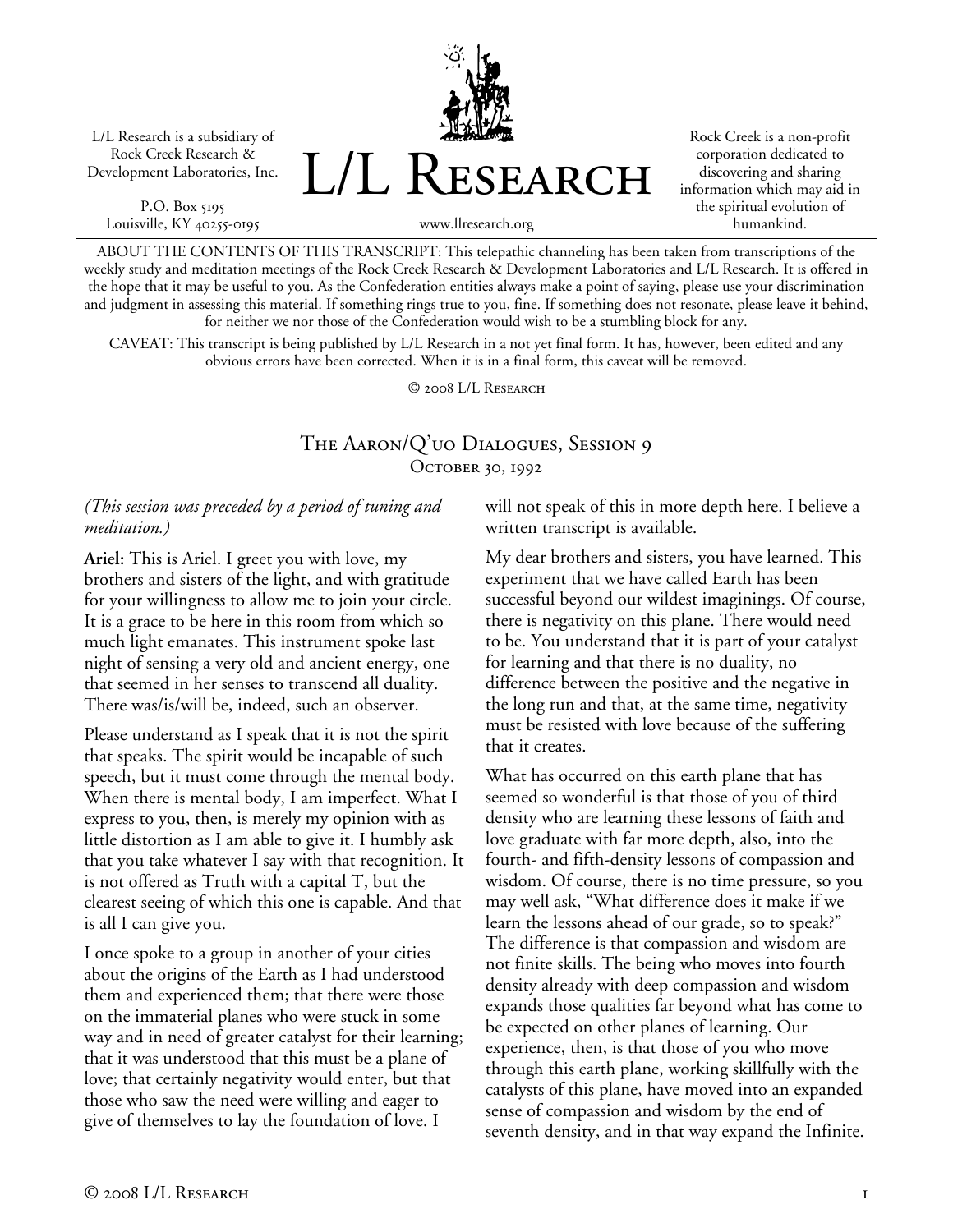L/L Research is a subsidiary of Rock Creek Research & Development Laboratories, Inc.

P.O. Box 5195
Louisville, KY 40255-0195

# L/L Research

www.llresearch.org

Rock Creek is a non-profit corporation dedicated to discovering and sharing information which may aid in the spiritual evolution of humankind.

ABOUT THE CONTENTS OF THIS TRANSCRIPT: This telepathic channeling has been taken from transcriptions of the weekly study and meditation meetings of the Rock Creek Research & Development Laboratories and L/L Research. It is offered in the hope that it may be useful to you. As the Confederation entities always make a point of saying, please use your discrimination and judgment in assessing this material. If something rings true to you, fine. If something does not resonate, please leave it behind, for neither we nor those of the Confederation would wish to be a stumbling block for any.

CAVEAT: This transcript is being published by L/L Research in a not yet final form. It has, however, been edited and any obvious errors have been corrected. When it is in a final form, this caveat will be removed.

© 2008 L/L Research

## The Aaron/Q'uo Dialogues, Session 9
## October 30, 1992

*(This session was preceded by a period of tuning and meditation.)*

**Ariel:** This is Ariel. I greet you with love, my brothers and sisters of the light, and with gratitude for your willingness to allow me to join your circle. It is a grace to be here in this room from which so much light emanates. This instrument spoke last night of sensing a very old and ancient energy, one that seemed in her senses to transcend all duality. There was/is/will be, indeed, such an observer.

Please understand as I speak that it is not the spirit that speaks. The spirit would be incapable of such speech, but it must come through the mental body. When there is mental body, I am imperfect. What I express to you, then, is merely my opinion with as little distortion as I am able to give it. I humbly ask that you take whatever I say with that recognition. It is not offered as Truth with a capital T, but the clearest seeing of which this one is capable. And that is all I can give you.

I once spoke to a group in another of your cities about the origins of the Earth as I had understood them and experienced them; that there were those on the immaterial planes who were stuck in some way and in need of greater catalyst for their learning; that it was understood that this must be a plane of love; that certainly negativity would enter, but that those who saw the need were willing and eager to give of themselves to lay the foundation of love. I will not speak of this in more depth here. I believe a written transcript is available.

My dear brothers and sisters, you have learned. This experiment that we have called Earth has been successful beyond our wildest imaginings. Of course, there is negativity on this plane. There would need to be. You understand that it is part of your catalyst for learning and that there is no duality, no difference between the positive and the negative in the long run and that, at the same time, negativity must be resisted with love because of the suffering that it creates.

What has occurred on this earth plane that has seemed so wonderful is that those of you of third density who are learning these lessons of faith and love graduate with far more depth, also, into the fourth- and fifth-density lessons of compassion and wisdom. Of course, there is no time pressure, so you may well ask, "What difference does it make if we learn the lessons ahead of our grade, so to speak?" The difference is that compassion and wisdom are not finite skills. The being who moves into fourth density already with deep compassion and wisdom expands those qualities far beyond what has come to be expected on other planes of learning. Our experience, then, is that those of you who move through this earth plane, working skillfully with the catalysts of this plane, have moved into an expanded sense of compassion and wisdom by the end of seventh density, and in that way expand the Infinite.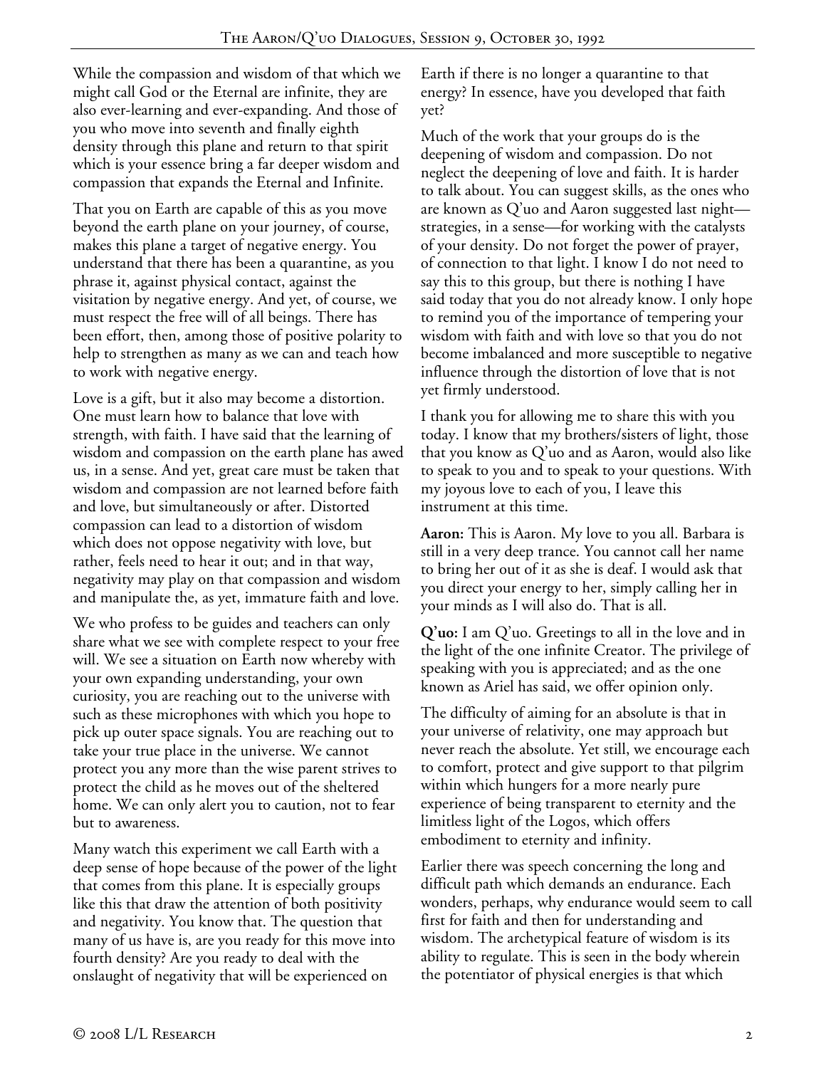While the compassion and wisdom of that which we might call God or the Eternal are infinite, they are also ever-learning and ever-expanding. And those of you who move into seventh and finally eighth density through this plane and return to that spirit which is your essence bring a far deeper wisdom and compassion that expands the Eternal and Infinite.

That you on Earth are capable of this as you move beyond the earth plane on your journey, of course, makes this plane a target of negative energy. You understand that there has been a quarantine, as you phrase it, against physical contact, against the visitation by negative energy. And yet, of course, we must respect the free will of all beings. There has been effort, then, among those of positive polarity to help to strengthen as many as we can and teach how to work with negative energy.

Love is a gift, but it also may become a distortion. One must learn how to balance that love with strength, with faith. I have said that the learning of wisdom and compassion on the earth plane has awed us, in a sense. And yet, great care must be taken that wisdom and compassion are not learned before faith and love, but simultaneously or after. Distorted compassion can lead to a distortion of wisdom which does not oppose negativity with love, but rather, feels need to hear it out; and in that way, negativity may play on that compassion and wisdom and manipulate the, as yet, immature faith and love.

We who profess to be guides and teachers can only share what we see with complete respect to your free will. We see a situation on Earth now whereby with your own expanding understanding, your own curiosity, you are reaching out to the universe with such as these microphones with which you hope to pick up outer space signals. You are reaching out to take your true place in the universe. We cannot protect you any more than the wise parent strives to protect the child as he moves out of the sheltered home. We can only alert you to caution, not to fear but to awareness.

Many watch this experiment we call Earth with a deep sense of hope because of the power of the light that comes from this plane. It is especially groups like this that draw the attention of both positivity and negativity. You know that. The question that many of us have is, are you ready for this move into fourth density? Are you ready to deal with the onslaught of negativity that will be experienced on Earth if there is no longer a quarantine to that energy? In essence, have you developed that faith yet?

Much of the work that your groups do is the deepening of wisdom and compassion. Do not neglect the deepening of love and faith. It is harder to talk about. You can suggest skills, as the ones who are known as Q'uo and Aaron suggested last night—strategies, in a sense—for working with the catalysts of your density. Do not forget the power of prayer, of connection to that light. I know I do not need to say this to this group, but there is nothing I have said today that you do not already know. I only hope to remind you of the importance of tempering your wisdom with faith and with love so that you do not become imbalanced and more susceptible to negative influence through the distortion of love that is not yet firmly understood.

I thank you for allowing me to share this with you today. I know that my brothers/sisters of light, those that you know as Q'uo and as Aaron, would also like to speak to you and to speak to your questions. With my joyous love to each of you, I leave this instrument at this time.

**Aaron:** This is Aaron. My love to you all. Barbara is still in a very deep trance. You cannot call her name to bring her out of it as she is deaf. I would ask that you direct your energy to her, simply calling her in your minds as I will also do. That is all.

**Q'uo:** I am Q'uo. Greetings to all in the love and in the light of the one infinite Creator. The privilege of speaking with you is appreciated; and as the one known as Ariel has said, we offer opinion only.

The difficulty of aiming for an absolute is that in your universe of relativity, one may approach but never reach the absolute. Yet still, we encourage each to comfort, protect and give support to that pilgrim within which hungers for a more nearly pure experience of being transparent to eternity and the limitless light of the Logos, which offers embodiment to eternity and infinity.

Earlier there was speech concerning the long and difficult path which demands an endurance. Each wonders, perhaps, why endurance would seem to call first for faith and then for understanding and wisdom. The archetypical feature of wisdom is its ability to regulate. This is seen in the body wherein the potentiator of physical energies is that which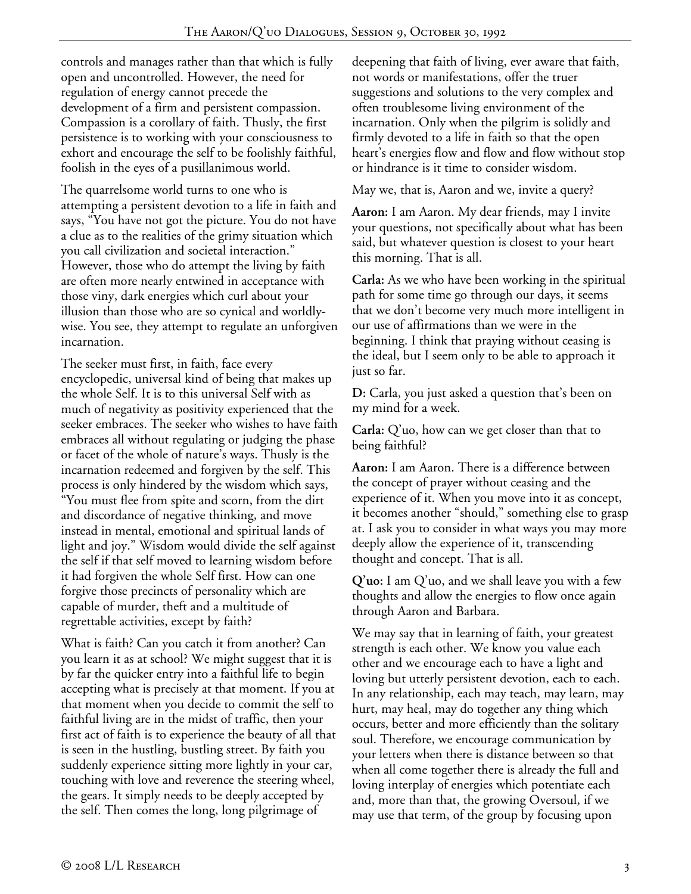controls and manages rather than that which is fully open and uncontrolled. However, the need for regulation of energy cannot precede the development of a firm and persistent compassion. Compassion is a corollary of faith. Thusly, the first persistence is to working with your consciousness to exhort and encourage the self to be foolishly faithful, foolish in the eyes of a pusillanimous world.

The quarrelsome world turns to one who is attempting a persistent devotion to a life in faith and says, "You have not got the picture. You do not have a clue as to the realities of the grimy situation which you call civilization and societal interaction." However, those who do attempt the living by faith are often more nearly entwined in acceptance with those viny, dark energies which curl about your illusion than those who are so cynical and worldly-wise. You see, they attempt to regulate an unforgiven incarnation.

The seeker must first, in faith, face every encyclopedic, universal kind of being that makes up the whole Self. It is to this universal Self with as much of negativity as positivity experienced that the seeker embraces. The seeker who wishes to have faith embraces all without regulating or judging the phase or facet of the whole of nature's ways. Thusly is the incarnation redeemed and forgiven by the self. This process is only hindered by the wisdom which says, "You must flee from spite and scorn, from the dirt and discordance of negative thinking, and move instead in mental, emotional and spiritual lands of light and joy." Wisdom would divide the self against the self if that self moved to learning wisdom before it had forgiven the whole Self first. How can one forgive those precincts of personality which are capable of murder, theft and a multitude of regrettable activities, except by faith?

What is faith? Can you catch it from another? Can you learn it as at school? We might suggest that it is by far the quicker entry into a faithful life to begin accepting what is precisely at that moment. If you at that moment when you decide to commit the self to faithful living are in the midst of traffic, then your first act of faith is to experience the beauty of all that is seen in the hustling, bustling street. By faith you suddenly experience sitting more lightly in your car, touching with love and reverence the steering wheel, the gears. It simply needs to be deeply accepted by the self. Then comes the long, long pilgrimage of deepening that faith of living, ever aware that faith, not words or manifestations, offer the truer suggestions and solutions to the very complex and often troublesome living environment of the incarnation. Only when the pilgrim is solidly and firmly devoted to a life in faith so that the open heart's energies flow and flow and flow without stop or hindrance is it time to consider wisdom.

May we, that is, Aaron and we, invite a query?

**Aaron:** I am Aaron. My dear friends, may I invite your questions, not specifically about what has been said, but whatever question is closest to your heart this morning. That is all.

**Carla:** As we who have been working in the spiritual path for some time go through our days, it seems that we don't become very much more intelligent in our use of affirmations than we were in the beginning. I think that praying without ceasing is the ideal, but I seem only to be able to approach it just so far.

**D:** Carla, you just asked a question that's been on my mind for a week.

**Carla:** Q'uo, how can we get closer than that to being faithful?

**Aaron:** I am Aaron. There is a difference between the concept of prayer without ceasing and the experience of it. When you move into it as concept, it becomes another "should," something else to grasp at. I ask you to consider in what ways you may more deeply allow the experience of it, transcending thought and concept. That is all.

**Q'uo:** I am Q'uo, and we shall leave you with a few thoughts and allow the energies to flow once again through Aaron and Barbara.

We may say that in learning of faith, your greatest strength is each other. We know you value each other and we encourage each to have a light and loving but utterly persistent devotion, each to each. In any relationship, each may teach, may learn, may hurt, may heal, may do together any thing which occurs, better and more efficiently than the solitary soul. Therefore, we encourage communication by your letters when there is distance between so that when all come together there is already the full and loving interplay of energies which potentiate each and, more than that, the growing Oversoul, if we may use that term, of the group by focusing upon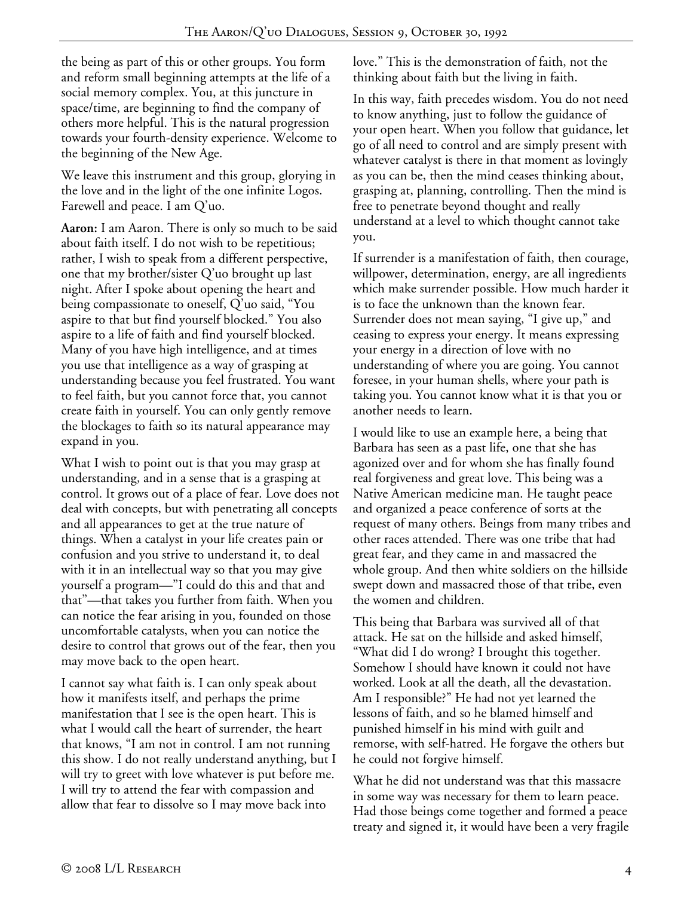the being as part of this or other groups. You form and reform small beginning attempts at the life of a social memory complex. You, at this juncture in space/time, are beginning to find the company of others more helpful. This is the natural progression towards your fourth-density experience. Welcome to the beginning of the New Age.

We leave this instrument and this group, glorying in the love and in the light of the one infinite Logos. Farewell and peace. I am Q'uo.

**Aaron:** I am Aaron. There is only so much to be said about faith itself. I do not wish to be repetitious; rather, I wish to speak from a different perspective, one that my brother/sister Q'uo brought up last night. After I spoke about opening the heart and being compassionate to oneself, Q'uo said, "You aspire to that but find yourself blocked." You also aspire to a life of faith and find yourself blocked. Many of you have high intelligence, and at times you use that intelligence as a way of grasping at understanding because you feel frustrated. You want to feel faith, but you cannot force that, you cannot create faith in yourself. You can only gently remove the blockages to faith so its natural appearance may expand in you.

What I wish to point out is that you may grasp at understanding, and in a sense that is a grasping at control. It grows out of a place of fear. Love does not deal with concepts, but with penetrating all concepts and all appearances to get at the true nature of things. When a catalyst in your life creates pain or confusion and you strive to understand it, to deal with it in an intellectual way so that you may give yourself a program—"I could do this and that and that"—that takes you further from faith. When you can notice the fear arising in you, founded on those uncomfortable catalysts, when you can notice the desire to control that grows out of the fear, then you may move back to the open heart.

I cannot say what faith is. I can only speak about how it manifests itself, and perhaps the prime manifestation that I see is the open heart. This is what I would call the heart of surrender, the heart that knows, "I am not in control. I am not running this show. I do not really understand anything, but I will try to greet with love whatever is put before me. I will try to attend the fear with compassion and allow that fear to dissolve so I may move back into love." This is the demonstration of faith, not the thinking about faith but the living in faith.

In this way, faith precedes wisdom. You do not need to know anything, just to follow the guidance of your open heart. When you follow that guidance, let go of all need to control and are simply present with whatever catalyst is there in that moment as lovingly as you can be, then the mind ceases thinking about, grasping at, planning, controlling. Then the mind is free to penetrate beyond thought and really understand at a level to which thought cannot take you.

If surrender is a manifestation of faith, then courage, willpower, determination, energy, are all ingredients which make surrender possible. How much harder it is to face the unknown than the known fear. Surrender does not mean saying, "I give up," and ceasing to express your energy. It means expressing your energy in a direction of love with no understanding of where you are going. You cannot foresee, in your human shells, where your path is taking you. You cannot know what it is that you or another needs to learn.

I would like to use an example here, a being that Barbara has seen as a past life, one that she has agonized over and for whom she has finally found real forgiveness and great love. This being was a Native American medicine man. He taught peace and organized a peace conference of sorts at the request of many others. Beings from many tribes and other races attended. There was one tribe that had great fear, and they came in and massacred the whole group. And then white soldiers on the hillside swept down and massacred those of that tribe, even the women and children.

This being that Barbara was survived all of that attack. He sat on the hillside and asked himself, "What did I do wrong? I brought this together. Somehow I should have known it could not have worked. Look at all the death, all the devastation. Am I responsible?" He had not yet learned the lessons of faith, and so he blamed himself and punished himself in his mind with guilt and remorse, with self-hatred. He forgave the others but he could not forgive himself.

What he did not understand was that this massacre in some way was necessary for them to learn peace. Had those beings come together and formed a peace treaty and signed it, it would have been a very fragile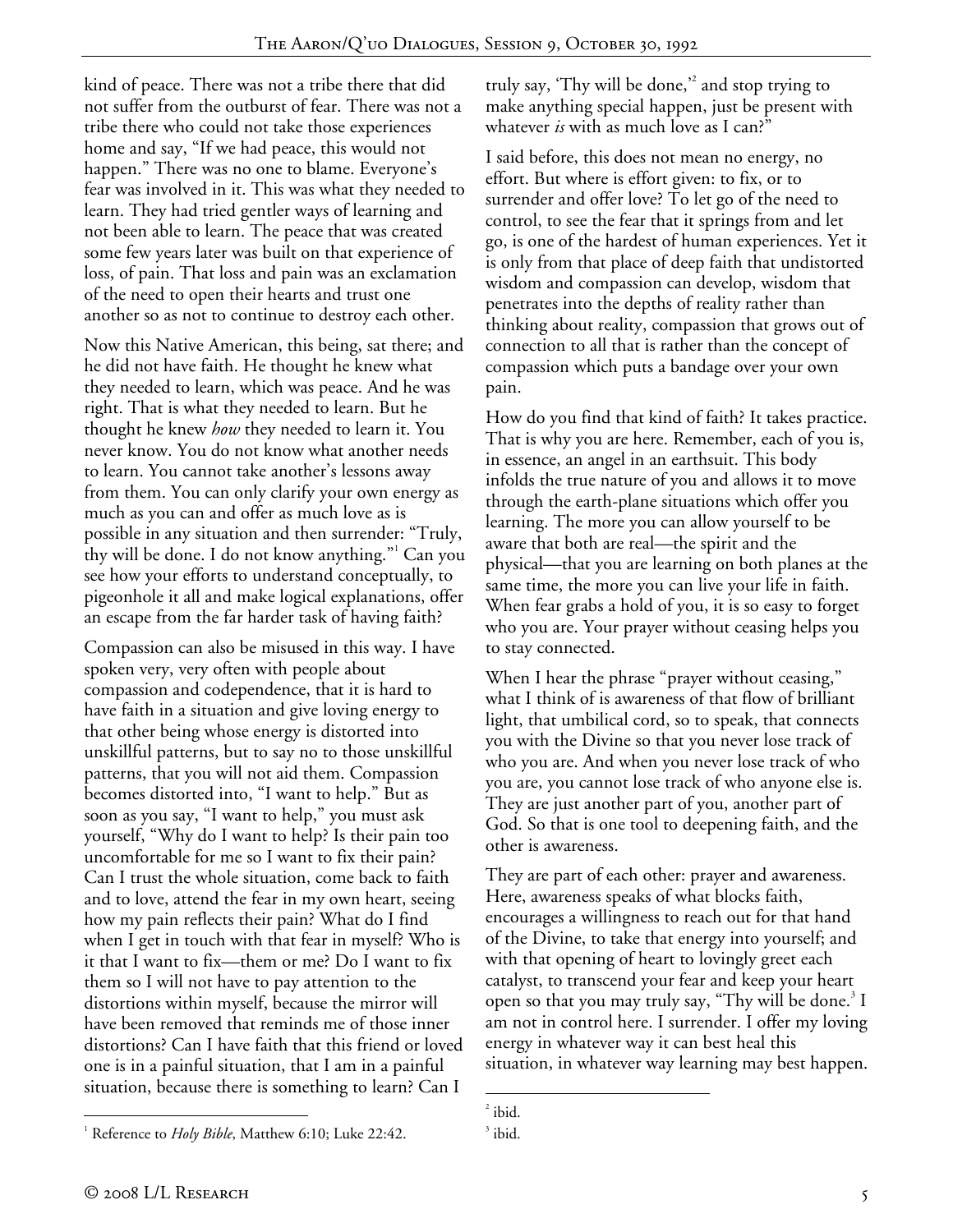kind of peace. There was not a tribe there that did not suffer from the outburst of fear. There was not a tribe there who could not take those experiences home and say, "If we had peace, this would not happen." There was no one to blame. Everyone's fear was involved in it. This was what they needed to learn. They had tried gentler ways of learning and not been able to learn. The peace that was created some few years later was built on that experience of loss, of pain. That loss and pain was an exclamation of the need to open their hearts and trust one another so as not to continue to destroy each other.

Now this Native American, this being, sat there; and he did not have faith. He thought he knew what they needed to learn, which was peace. And he was right. That is what they needed to learn. But he thought he knew *how* they needed to learn it. You never know. You do not know what another needs to learn. You cannot take another's lessons away from them. You can only clarify your own energy as much as you can and offer as much love as is possible in any situation and then surrender: "Truly, thy will be done. I do not know anything."[1] Can you see how your efforts to understand conceptually, to pigeonhole it all and make logical explanations, offer an escape from the far harder task of having faith?

Compassion can also be misused in this way. I have spoken very, very often with people about compassion and codependence, that it is hard to have faith in a situation and give loving energy to that other being whose energy is distorted into unskillful patterns, but to say no to those unskillful patterns, that you will not aid them. Compassion becomes distorted into, "I want to help." But as soon as you say, "I want to help," you must ask yourself, "Why do I want to help? Is their pain too uncomfortable for me so I want to fix their pain? Can I trust the whole situation, come back to faith and to love, attend the fear in my own heart, seeing how my pain reflects their pain? What do I find when I get in touch with that fear in myself? Who is it that I want to fix—them or me? Do I want to fix them so I will not have to pay attention to the distortions within myself, because the mirror will have been removed that reminds me of those inner distortions? Can I have faith that this friend or loved one is in a painful situation, that I am in a painful situation, because there is something to learn? Can I truly say, 'Thy will be done,'[2] and stop trying to make anything special happen, just be present with whatever *is* with as much love as I can?"

I said before, this does not mean no energy, no effort. But where is effort given: to fix, or to surrender and offer love? To let go of the need to control, to see the fear that it springs from and let go, is one of the hardest of human experiences. Yet it is only from that place of deep faith that undistorted wisdom and compassion can develop, wisdom that penetrates into the depths of reality rather than thinking about reality, compassion that grows out of connection to all that is rather than the concept of compassion which puts a bandage over your own pain.

How do you find that kind of faith? It takes practice. That is why you are here. Remember, each of you is, in essence, an angel in an earthsuit. This body infolds the true nature of you and allows it to move through the earth-plane situations which offer you learning. The more you can allow yourself to be aware that both are real—the spirit and the physical—that you are learning on both planes at the same time, the more you can live your life in faith. When fear grabs a hold of you, it is so easy to forget who you are. Your prayer without ceasing helps you to stay connected.

When I hear the phrase "prayer without ceasing," what I think of is awareness of that flow of brilliant light, that umbilical cord, so to speak, that connects you with the Divine so that you never lose track of who you are. And when you never lose track of who you are, you cannot lose track of who anyone else is. They are just another part of you, another part of God. So that is one tool to deepening faith, and the other is awareness.

They are part of each other: prayer and awareness. Here, awareness speaks of what blocks faith, encourages a willingness to reach out for that hand of the Divine, to take that energy into yourself; and with that opening of heart to lovingly greet each catalyst, to transcend your fear and keep your heart open so that you may truly say, "Thy will be done.[3] I am not in control here. I surrender. I offer my loving energy in whatever way it can best heal this situation, in whatever way learning may best happen.

---

[1] Reference to *Holy Bible*, Matthew 6:10; Luke 22:42.

[2] ibid.

[3] ibid.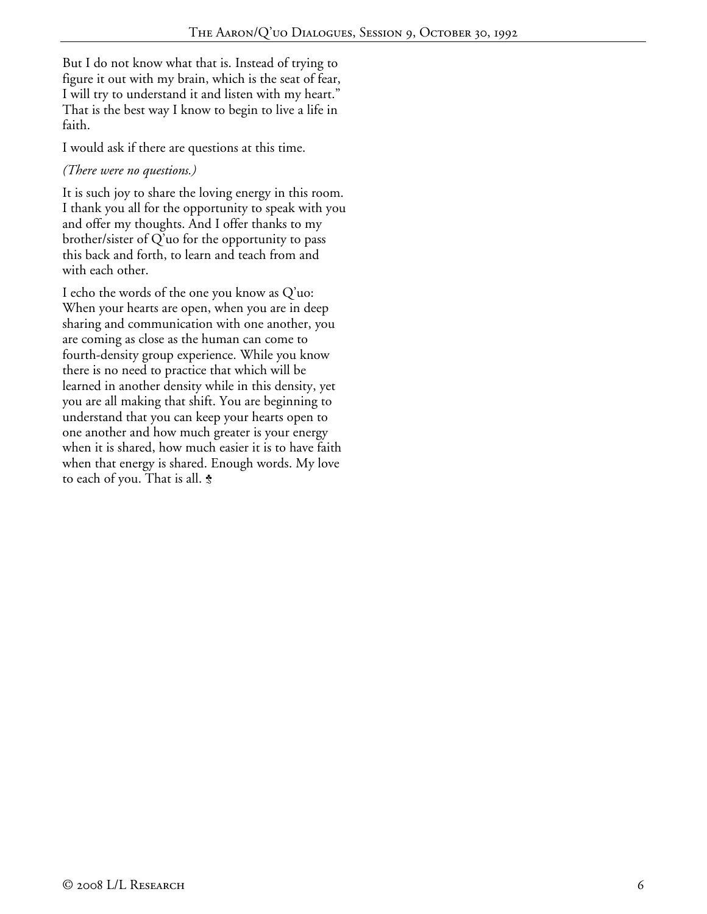But I do not know what that is. Instead of trying to figure it out with my brain, which is the seat of fear, I will try to understand it and listen with my heart." That is the best way I know to begin to live a life in faith.

I would ask if there are questions at this time.

*(There were no questions.)*

It is such joy to share the loving energy in this room. I thank you all for the opportunity to speak with you and offer my thoughts. And I offer thanks to my brother/sister of Q'uo for the opportunity to pass this back and forth, to learn and teach from and with each other.

I echo the words of the one you know as Q'uo: When your hearts are open, when you are in deep sharing and communication with one another, you are coming as close as the human can come to fourth-density group experience. While you know there is no need to practice that which will be learned in another density while in this density, yet you are all making that shift. You are beginning to understand that you can keep your hearts open to one another and how much greater is your energy when it is shared, how much easier it is to have faith when that energy is shared. Enough words. My love to each of you. That is all. ♆